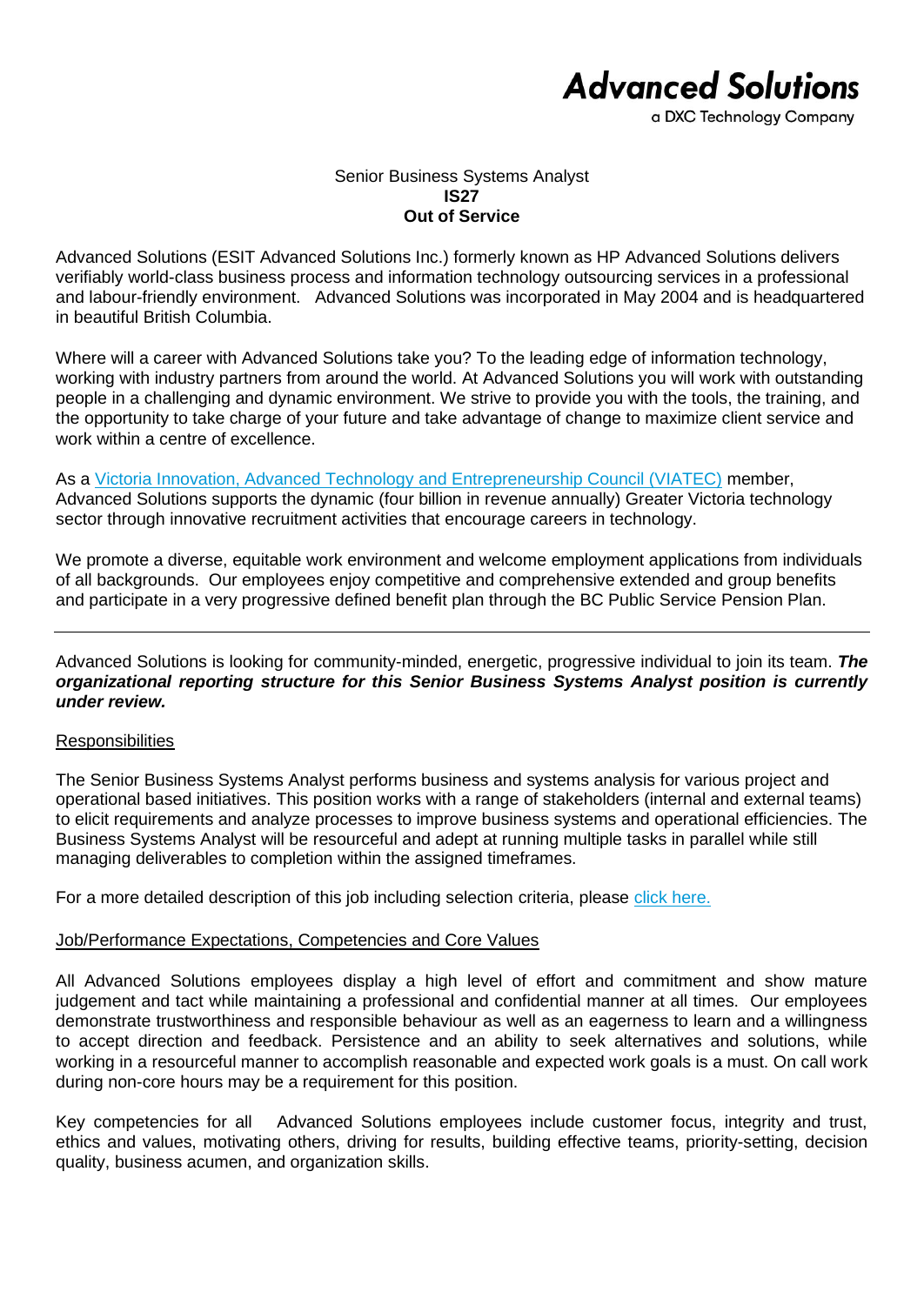**Advanced Solutions**
a DXC Technology Company

Senior Business Systems Analyst
**IS27**
**Out of Service**

Advanced Solutions (ESIT Advanced Solutions Inc.) formerly known as HP Advanced Solutions delivers verifiably world-class business process and information technology outsourcing services in a professional and labour-friendly environment. Advanced Solutions was incorporated in May 2004 and is headquartered in beautiful British Columbia.

Where will a career with Advanced Solutions take you? To the leading edge of information technology, working with industry partners from around the world. At Advanced Solutions you will work with outstanding people in a challenging and dynamic environment. We strive to provide you with the tools, the training, and the opportunity to take charge of your future and take advantage of change to maximize client service and work within a centre of excellence.

As a Victoria Innovation, Advanced Technology and Entrepreneurship Council (VIATEC) member, Advanced Solutions supports the dynamic (four billion in revenue annually) Greater Victoria technology sector through innovative recruitment activities that encourage careers in technology.

We promote a diverse, equitable work environment and welcome employment applications from individuals of all backgrounds. Our employees enjoy competitive and comprehensive extended and group benefits and participate in a very progressive defined benefit plan through the BC Public Service Pension Plan.

---

Advanced Solutions is looking for community-minded, energetic, progressive individual to join its team. ***The organizational reporting structure for this Senior Business Systems Analyst position is currently under review.***

## Responsibilities

The Senior Business Systems Analyst performs business and systems analysis for various project and operational based initiatives. This position works with a range of stakeholders (internal and external teams) to elicit requirements and analyze processes to improve business systems and operational efficiencies. The Business Systems Analyst will be resourceful and adept at running multiple tasks in parallel while still managing deliverables to completion within the assigned timeframes.

For a more detailed description of this job including selection criteria, please click here.

## Job/Performance Expectations, Competencies and Core Values

All Advanced Solutions employees display a high level of effort and commitment and show mature judgement and tact while maintaining a professional and confidential manner at all times. Our employees demonstrate trustworthiness and responsible behaviour as well as an eagerness to learn and a willingness to accept direction and feedback. Persistence and an ability to seek alternatives and solutions, while working in a resourceful manner to accomplish reasonable and expected work goals is a must. On call work during non-core hours may be a requirement for this position.

Key competencies for all Advanced Solutions employees include customer focus, integrity and trust, ethics and values, motivating others, driving for results, building effective teams, priority-setting, decision quality, business acumen, and organization skills.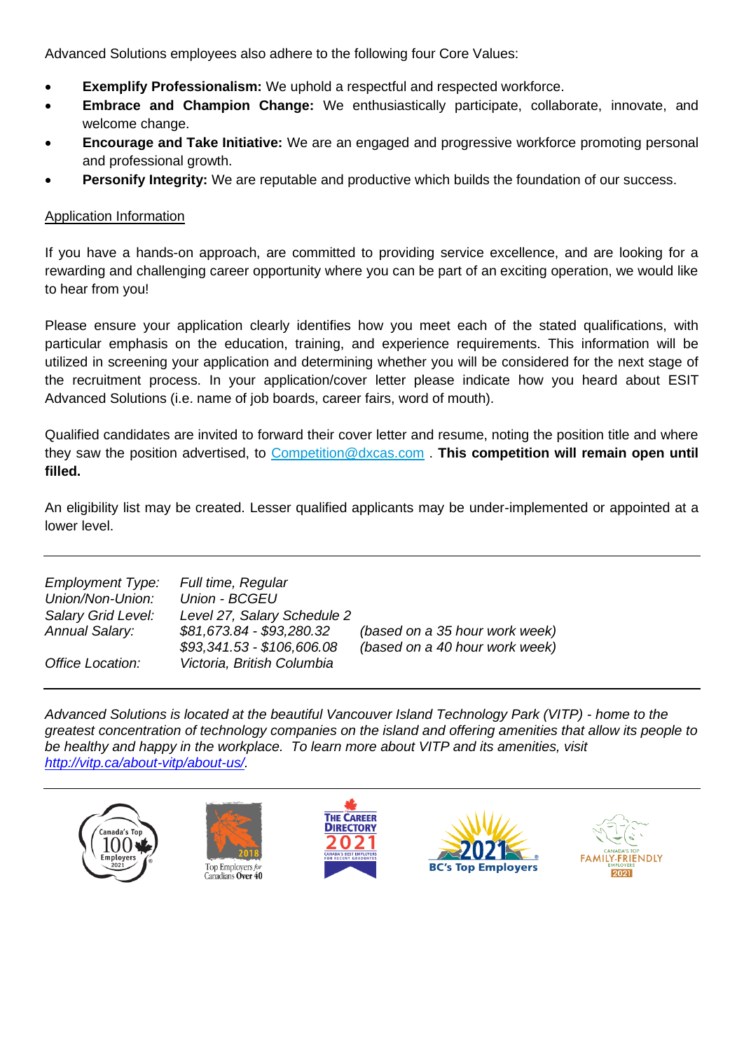Advanced Solutions employees also adhere to the following four Core Values:

- **Exemplify Professionalism:** We uphold a respectful and respected workforce.
- **Embrace and Champion Change:** We enthusiastically participate, collaborate, innovate, and welcome change.
- **Encourage and Take Initiative:** We are an engaged and progressive workforce promoting personal and professional growth.
- **Personify Integrity:** We are reputable and productive which builds the foundation of our success.

Application Information

If you have a hands-on approach, are committed to providing service excellence, and are looking for a rewarding and challenging career opportunity where you can be part of an exciting operation, we would like to hear from you!

Please ensure your application clearly identifies how you meet each of the stated qualifications, with particular emphasis on the education, training, and experience requirements. This information will be utilized in screening your application and determining whether you will be considered for the next stage of the recruitment process. In your application/cover letter please indicate how you heard about ESIT Advanced Solutions (i.e. name of job boards, career fairs, word of mouth).

Qualified candidates are invited to forward their cover letter and resume, noting the position title and where they saw the position advertised, to Competition@dxcas.com . **This competition will remain open until filled.**

An eligibility list may be created. Lesser qualified applicants may be under-implemented or appointed at a lower level.

---

| | | |
|---|---|---|
| *Employment Type:* | *Full time, Regular* | |
| *Union/Non-Union:* | *Union - BCGEU* | |
| *Salary Grid Level:* | *Level 27, Salary Schedule 2* | |
| *Annual Salary:* | *$81,673.84 - $93,280.32* | *(based on a 35 hour work week)* |
| | *$93,341.53 - $106,606.08* | *(based on a 40 hour work week)* |
| *Office Location:* | *Victoria, British Columbia* | |

---

*Advanced Solutions is located at the beautiful Vancouver Island Technology Park (VITP) - home to the greatest concentration of technology companies on the island and offering amenities that allow its people to be healthy and happy in the workplace. To learn more about VITP and its amenities, visit http://vitp.ca/about-vitp/about-us/.*

---

Canada's Top 100 Employers 2021

Top Employers for Canadians Over 40 2018

The Career Directory 2021 Canada's Best Employers for Recent Graduates

2021 BC's Top Employers

Canada's Top Family-Friendly Employers 2021